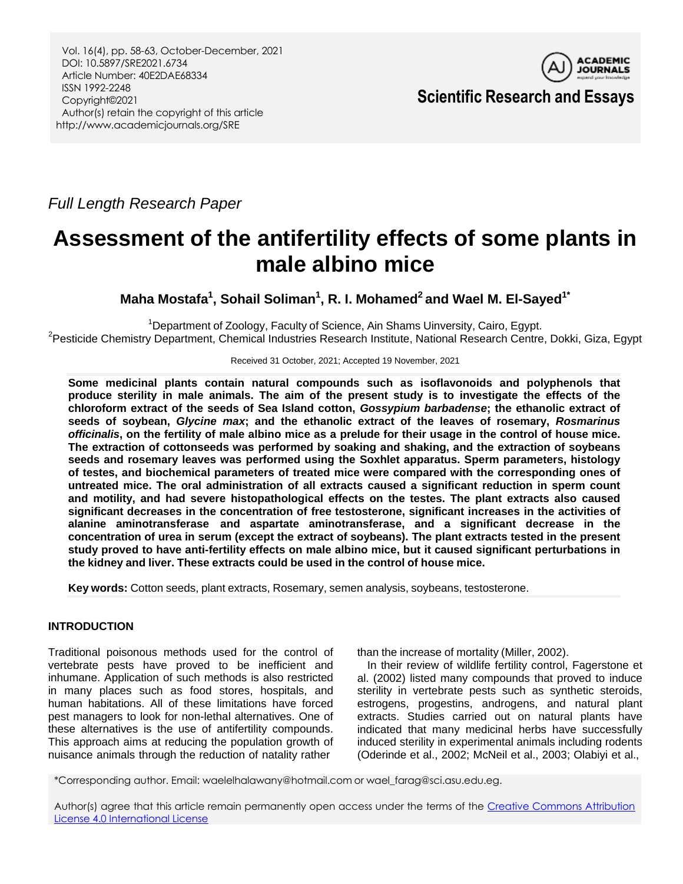*Full Length Research Paper*

# Assessment of the antifertility effects of some plants in male albino mice

**Maha Mostafa[1], Sohail Soliman[1], R. I. Mohamed[2] and Wael M. El-Sayed[1*]**

[1]Department of Zoology, Faculty of Science, Ain Shams Uinversity, Cairo, Egypt.
[2]Pesticide Chemistry Department, Chemical Industries Research Institute, National Research Centre, Dokki, Giza, Egypt

Received 31 October, 2021; Accepted 19 November, 2021

**Some medicinal plants contain natural compounds such as isoflavonoids and polyphenols that produce sterility in male animals. The aim of the present study is to investigate the effects of the chloroform extract of the seeds of Sea Island cotton, *Gossypium barbadense*; the ethanolic extract of seeds of soybean, *Glycine max*; and the ethanolic extract of the leaves of rosemary, *Rosmarinus officinalis*, on the fertility of male albino mice as a prelude for their usage in the control of house mice. The extraction of cottonseeds was performed by soaking and shaking, and the extraction of soybeans seeds and rosemary leaves was performed using the Soxhlet apparatus. Sperm parameters, histology of testes, and biochemical parameters of treated mice were compared with the corresponding ones of untreated mice. The oral administration of all extracts caused a significant reduction in sperm count and motility, and had severe histopathological effects on the testes. The plant extracts also caused significant decreases in the concentration of free testosterone, significant increases in the activities of alanine aminotransferase and aspartate aminotransferase, and a significant decrease in the concentration of urea in serum (except the extract of soybeans). The plant extracts tested in the present study proved to have anti-fertility effects on male albino mice, but it caused significant perturbations in the kidney and liver. These extracts could be used in the control of house mice.**

**Key words:** Cotton seeds, plant extracts, Rosemary, semen analysis, soybeans, testosterone.

## INTRODUCTION

Traditional poisonous methods used for the control of vertebrate pests have proved to be inefficient and inhumane. Application of such methods is also restricted in many places such as food stores, hospitals, and human habitations. All of these limitations have forced pest managers to look for non-lethal alternatives. One of these alternatives is the use of antifertility compounds. This approach aims at reducing the population growth of nuisance animals through the reduction of natality rather than the increase of mortality (Miller, 2002).

In their review of wildlife fertility control, Fagerstone et al. (2002) listed many compounds that proved to induce sterility in vertebrate pests such as synthetic steroids, estrogens, progestins, androgens, and natural plant extracts. Studies carried out on natural plants have indicated that many medicinal herbs have successfully induced sterility in experimental animals including rodents (Oderinde et al., 2002; McNeil et al., 2003; Olabiyi et al.,

*Corresponding author. Email: waelelhalawany@hotmail.com or wael_farag@sci.asu.edu.eg.

Author(s) agree that this article remain permanently open access under the terms of the Creative Commons Attribution License 4.0 International License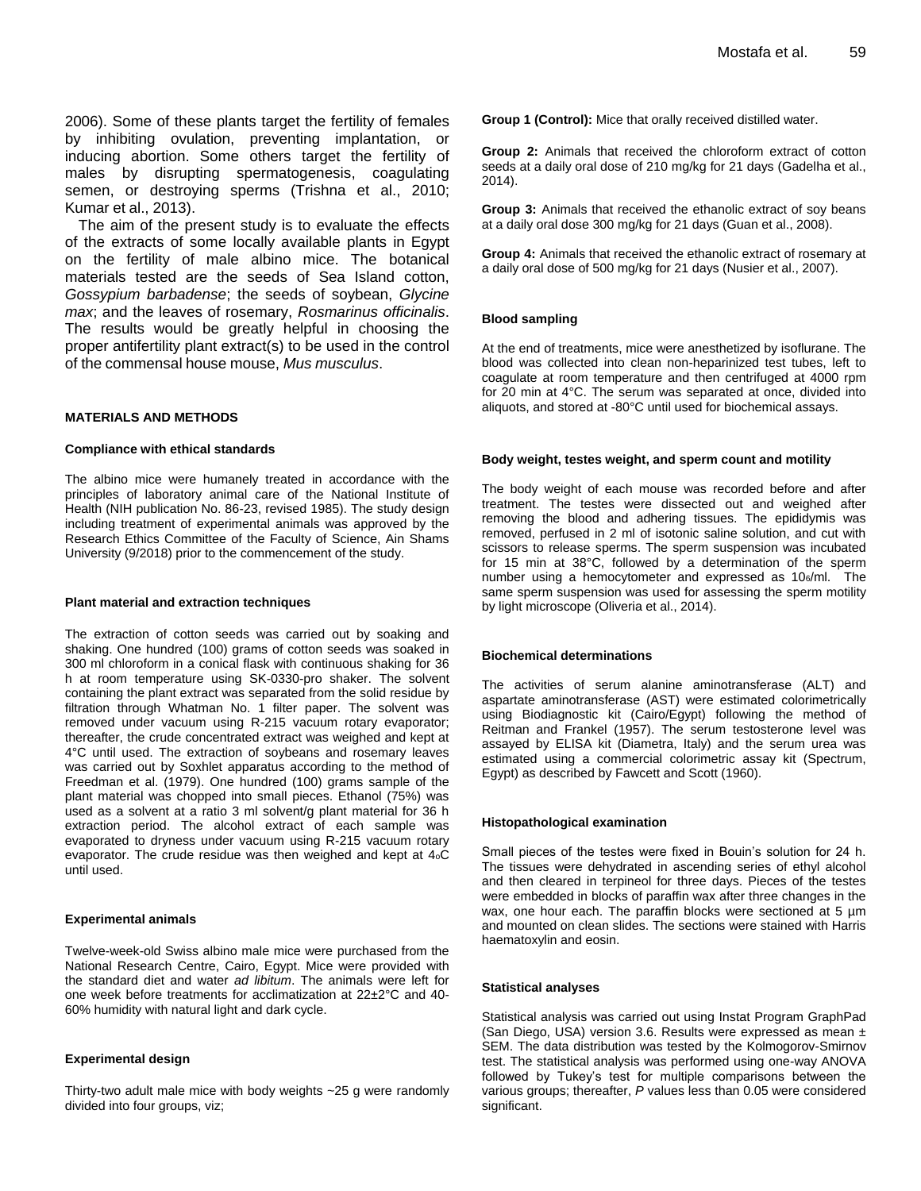2006). Some of these plants target the fertility of females by inhibiting ovulation, preventing implantation, or inducing abortion. Some others target the fertility of males by disrupting spermatogenesis, coagulating semen, or destroying sperms (Trishna et al., 2010; Kumar et al., 2013).

The aim of the present study is to evaluate the effects of the extracts of some locally available plants in Egypt on the fertility of male albino mice. The botanical materials tested are the seeds of Sea Island cotton, *Gossypium barbadense*; the seeds of soybean, *Glycine max*; and the leaves of rosemary, *Rosmarinus officinalis*. The results would be greatly helpful in choosing the proper antifertility plant extract(s) to be used in the control of the commensal house mouse, *Mus musculus*.

## MATERIALS AND METHODS

### Compliance with ethical standards

The albino mice were humanely treated in accordance with the principles of laboratory animal care of the National Institute of Health (NIH publication No. 86-23, revised 1985). The study design including treatment of experimental animals was approved by the Research Ethics Committee of the Faculty of Science, Ain Shams University (9/2018) prior to the commencement of the study.

### Plant material and extraction techniques

The extraction of cotton seeds was carried out by soaking and shaking. One hundred (100) grams of cotton seeds was soaked in 300 ml chloroform in a conical flask with continuous shaking for 36 h at room temperature using SK-0330-pro shaker. The solvent containing the plant extract was separated from the solid residue by filtration through Whatman No. 1 filter paper. The solvent was removed under vacuum using R-215 vacuum rotary evaporator; thereafter, the crude concentrated extract was weighed and kept at 4°C until used. The extraction of soybeans and rosemary leaves was carried out by Soxhlet apparatus according to the method of Freedman et al. (1979). One hundred (100) grams sample of the plant material was chopped into small pieces. Ethanol (75%) was used as a solvent at a ratio 3 ml solvent/g plant material for 36 h extraction period. The alcohol extract of each sample was evaporated to dryness under vacuum using R-215 vacuum rotary evaporator. The crude residue was then weighed and kept at 4°C until used.

### Experimental animals

Twelve-week-old Swiss albino male mice were purchased from the National Research Centre, Cairo, Egypt. Mice were provided with the standard diet and water *ad libitum*. The animals were left for one week before treatments for acclimatization at 22±2°C and 40-60% humidity with natural light and dark cycle.

### Experimental design

Thirty-two adult male mice with body weights ~25 g were randomly divided into four groups, viz;

**Group 1 (Control):** Mice that orally received distilled water.

**Group 2:** Animals that received the chloroform extract of cotton seeds at a daily oral dose of 210 mg/kg for 21 days (Gadelha et al., 2014).

**Group 3:** Animals that received the ethanolic extract of soy beans at a daily oral dose 300 mg/kg for 21 days (Guan et al., 2008).

**Group 4:** Animals that received the ethanolic extract of rosemary at a daily oral dose of 500 mg/kg for 21 days (Nusier et al., 2007).

### Blood sampling

At the end of treatments, mice were anesthetized by isoflurane. The blood was collected into clean non-heparinized test tubes, left to coagulate at room temperature and then centrifuged at 4000 rpm for 20 min at 4°C. The serum was separated at once, divided into aliquots, and stored at -80°C until used for biochemical assays.

### Body weight, testes weight, and sperm count and motility

The body weight of each mouse was recorded before and after treatment. The testes were dissected out and weighed after removing the blood and adhering tissues. The epididymis was removed, perfused in 2 ml of isotonic saline solution, and cut with scissors to release sperms. The sperm suspension was incubated for 15 min at 38°C, followed by a determination of the sperm number using a hemocytometer and expressed as $10^6$/ml. The same sperm suspension was used for assessing the sperm motility by light microscope (Oliveria et al., 2014).

### Biochemical determinations

The activities of serum alanine aminotransferase (ALT) and aspartate aminotransferase (AST) were estimated colorimetrically using Biodiagnostic kit (Cairo/Egypt) following the method of Reitman and Frankel (1957). The serum testosterone level was assayed by ELISA kit (Diametra, Italy) and the serum urea was estimated using a commercial colorimetric assay kit (Spectrum, Egypt) as described by Fawcett and Scott (1960).

### Histopathological examination

Small pieces of the testes were fixed in Bouin's solution for 24 h. The tissues were dehydrated in ascending series of ethyl alcohol and then cleared in terpineol for three days. Pieces of the testes were embedded in blocks of paraffin wax after three changes in the wax, one hour each. The paraffin blocks were sectioned at 5 µm and mounted on clean slides. The sections were stained with Harris haematoxylin and eosin.

### Statistical analyses

Statistical analysis was carried out using Instat Program GraphPad (San Diego, USA) version 3.6. Results were expressed as mean ± SEM. The data distribution was tested by the Kolmogorov-Smirnov test. The statistical analysis was performed using one-way ANOVA followed by Tukey's test for multiple comparisons between the various groups; thereafter, *P* values less than 0.05 were considered significant.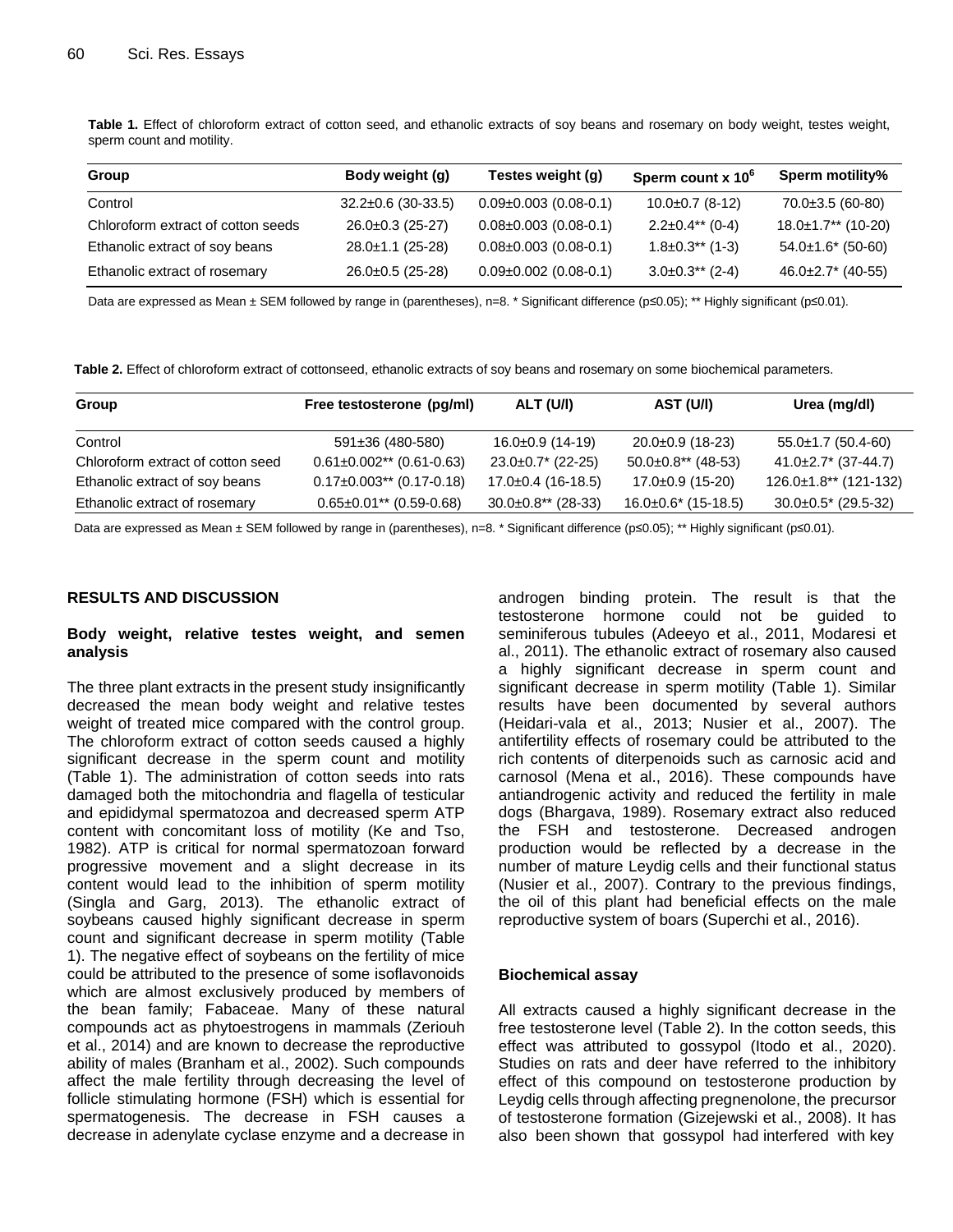**Table 1.** Effect of chloroform extract of cotton seed, and ethanolic extracts of soy beans and rosemary on body weight, testes weight, sperm count and motility.

| Group | Body weight (g) | Testes weight (g) | Sperm count x $10^6$ | Sperm motility% |
|---|---|---|---|---|
| Control | 32.2±0.6 (30-33.5) | 0.09±0.003 (0.08-0.1) | 10.0±0.7 (8-12) | 70.0±3.5 (60-80) |
| Chloroform extract of cotton seeds | 26.0±0.3 (25-27) | 0.08±0.003 (0.08-0.1) | 2.2±0.4** (0-4) | 18.0±1.7** (10-20) |
| Ethanolic extract of soy beans | 28.0±1.1 (25-28) | 0.08±0.003 (0.08-0.1) | 1.8±0.3** (1-3) | 54.0±1.6* (50-60) |
| Ethanolic extract of rosemary | 26.0±0.5 (25-28) | 0.09±0.002 (0.08-0.1) | 3.0±0.3** (2-4) | 46.0±2.7* (40-55) |

Data are expressed as Mean ± SEM followed by range in (parentheses), n=8. * Significant difference (p≤0.05); ** Highly significant (p≤0.01).

**Table 2.** Effect of chloroform extract of cottonseed, ethanolic extracts of soy beans and rosemary on some biochemical parameters.

| Group | Free testosterone (pg/ml) | ALT (U/l) | AST (U/l) | Urea (mg/dl) |
|---|---|---|---|---|
| Control | 591±36 (480-580) | 16.0±0.9 (14-19) | 20.0±0.9 (18-23) | 55.0±1.7 (50.4-60) |
| Chloroform extract of cotton seed | 0.61±0.002** (0.61-0.63) | 23.0±0.7* (22-25) | 50.0±0.8** (48-53) | 41.0±2.7* (37-44.7) |
| Ethanolic extract of soy beans | 0.17±0.003** (0.17-0.18) | 17.0±0.4 (16-18.5) | 17.0±0.9 (15-20) | 126.0±1.8** (121-132) |
| Ethanolic extract of rosemary | 0.65±0.01** (0.59-0.68) | 30.0±0.8** (28-33) | 16.0±0.6* (15-18.5) | 30.0±0.5* (29.5-32) |

Data are expressed as Mean ± SEM followed by range in (parentheses), n=8. * Significant difference (p≤0.05); ** Highly significant (p≤0.01).

## RESULTS AND DISCUSSION

### Body weight, relative testes weight, and semen analysis

The three plant extracts in the present study insignificantly decreased the mean body weight and relative testes weight of treated mice compared with the control group. The chloroform extract of cotton seeds caused a highly significant decrease in the sperm count and motility (Table 1). The administration of cotton seeds into rats damaged both the mitochondria and flagella of testicular and epididymal spermatozoa and decreased sperm ATP content with concomitant loss of motility (Ke and Tso, 1982). ATP is critical for normal spermatozoan forward progressive movement and a slight decrease in its content would lead to the inhibition of sperm motility (Singla and Garg, 2013). The ethanolic extract of soybeans caused highly significant decrease in sperm count and significant decrease in sperm motility (Table 1). The negative effect of soybeans on the fertility of mice could be attributed to the presence of some isoflavonoids which are almost exclusively produced by members of the bean family; Fabaceae. Many of these natural compounds act as phytoestrogens in mammals (Zeriouh et al., 2014) and are known to decrease the reproductive ability of males (Branham et al., 2002). Such compounds affect the male fertility through decreasing the level of follicle stimulating hormone (FSH) which is essential for spermatogenesis. The decrease in FSH causes a decrease in adenylate cyclase enzyme and a decrease in androgen binding protein. The result is that the testosterone hormone could not be guided to seminiferous tubules (Adeeyo et al., 2011, Modaresi et al., 2011). The ethanolic extract of rosemary also caused a highly significant decrease in sperm count and significant decrease in sperm motility (Table 1). Similar results have been documented by several authors (Heidari-vala et al., 2013; Nusier et al., 2007). The antifertility effects of rosemary could be attributed to the rich contents of diterpenoids such as carnosic acid and carnosol (Mena et al., 2016). These compounds have antiandrogenic activity and reduced the fertility in male dogs (Bhargava, 1989). Rosemary extract also reduced the FSH and testosterone. Decreased androgen production would be reflected by a decrease in the number of mature Leydig cells and their functional status (Nusier et al., 2007). Contrary to the previous findings, the oil of this plant had beneficial effects on the male reproductive system of boars (Superchi et al., 2016).

### Biochemical assay

All extracts caused a highly significant decrease in the free testosterone level (Table 2). In the cotton seeds, this effect was attributed to gossypol (Itodo et al., 2020). Studies on rats and deer have referred to the inhibitory effect of this compound on testosterone production by Leydig cells through affecting pregnenolone, the precursor of testosterone formation (Gizejewski et al., 2008). It has also been shown that gossypol had interfered with key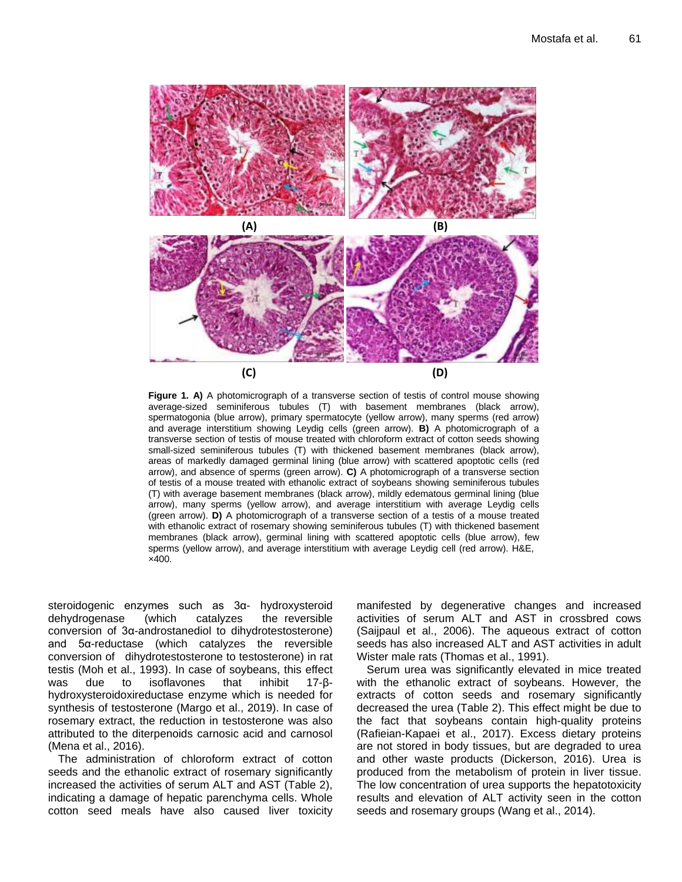**Figure 1. A)** A photomicrograph of a transverse section of testis of control mouse showing average-sized seminiferous tubules (T) with basement membranes (black arrow), spermatogonia (blue arrow), primary spermatocyte (yellow arrow), many sperms (red arrow) and average interstitium showing Leydig cells (green arrow). **B)** A photomicrograph of a transverse section of testis of mouse treated with chloroform extract of cotton seeds showing small-sized seminiferous tubules (T) with thickened basement membranes (black arrow), areas of markedly damaged germinal lining (blue arrow) with scattered apoptotic cells (red arrow), and absence of sperms (green arrow). **C)** A photomicrograph of a transverse section of testis of a mouse treated with ethanolic extract of soybeans showing seminiferous tubules (T) with average basement membranes (black arrow), mildly edematous germinal lining (blue arrow), many sperms (yellow arrow), and average interstitium with average Leydig cells (green arrow). **D)** A photomicrograph of a transverse section of a testis of a mouse treated with ethanolic extract of rosemary showing seminiferous tubules (T) with thickened basement membranes (black arrow), germinal lining with scattered apoptotic cells (blue arrow), few sperms (yellow arrow), and average interstitium with average Leydig cell (red arrow). H&E, ×400.

steroidogenic enzymes such as 3α- hydroxysteroid dehydrogenase (which catalyzes the reversible conversion of 3α-androstanediol to dihydrotestosterone) and 5α-reductase (which catalyzes the reversible conversion of dihydrotestosterone to testosterone) in rat testis (Moh et al., 1993). In case of soybeans, this effect was due to isoflavones that inhibit 17-β-hydroxysteroidoxireductase enzyme which is needed for synthesis of testosterone (Margo et al., 2019). In case of rosemary extract, the reduction in testosterone was also attributed to the diterpenoids carnosic acid and carnosol (Mena et al., 2016).

The administration of chloroform extract of cotton seeds and the ethanolic extract of rosemary significantly increased the activities of serum ALT and AST (Table 2), indicating a damage of hepatic parenchyma cells. Whole cotton seed meals have also caused liver toxicity manifested by degenerative changes and increased activities of serum ALT and AST in crossbred cows (Saijpaul et al., 2006). The aqueous extract of cotton seeds has also increased ALT and AST activities in adult Wister male rats (Thomas et al., 1991).

Serum urea was significantly elevated in mice treated with the ethanolic extract of soybeans. However, the extracts of cotton seeds and rosemary significantly decreased the urea (Table 2). This effect might be due to the fact that soybeans contain high-quality proteins (Rafieian-Kapaei et al., 2017). Excess dietary proteins are not stored in body tissues, but are degraded to urea and other waste products (Dickerson, 2016). Urea is produced from the metabolism of protein in liver tissue. The low concentration of urea supports the hepatotoxicity results and elevation of ALT activity seen in the cotton seeds and rosemary groups (Wang et al., 2014).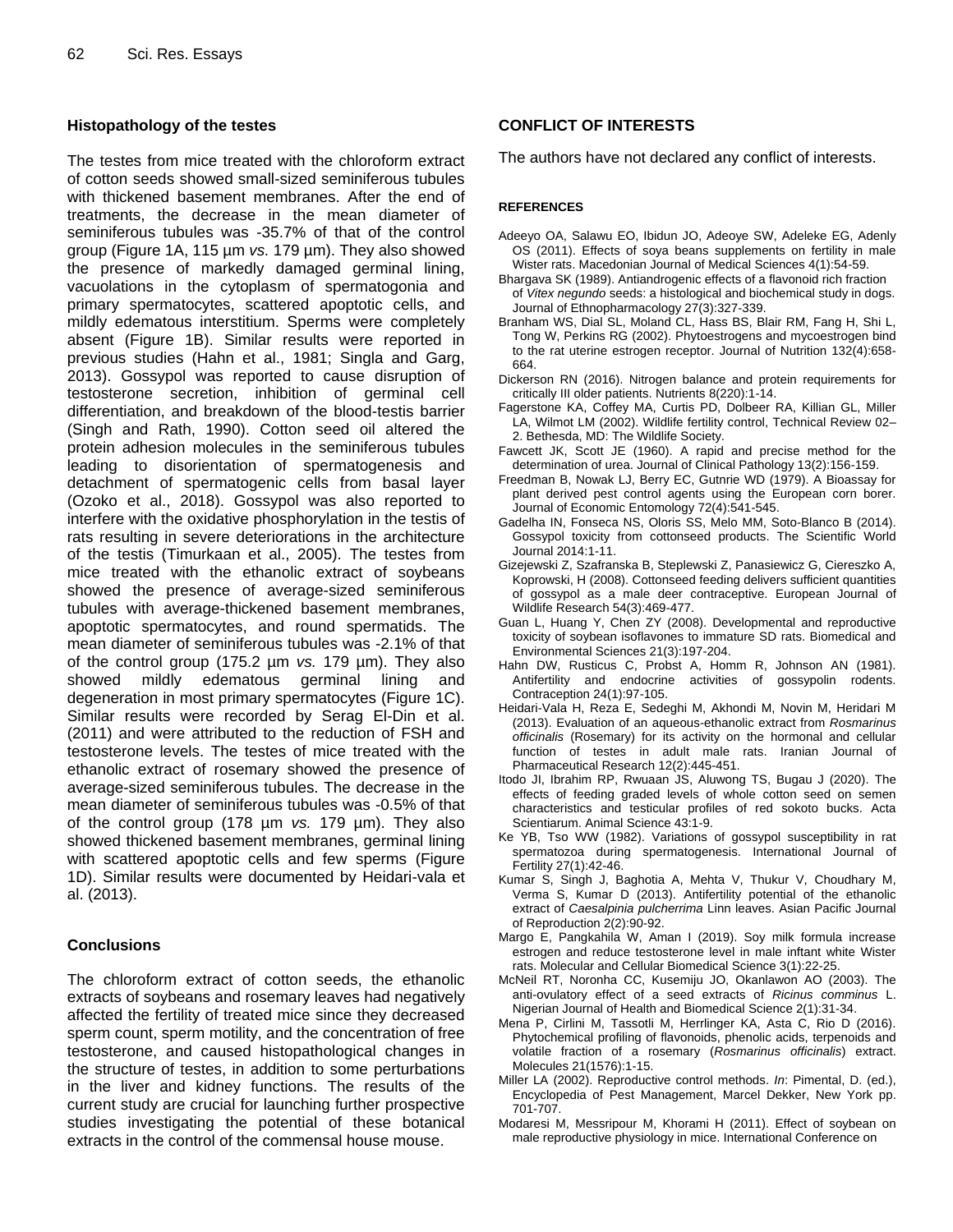### Histopathology of the testes

The testes from mice treated with the chloroform extract of cotton seeds showed small-sized seminiferous tubules with thickened basement membranes. After the end of treatments, the decrease in the mean diameter of seminiferous tubules was -35.7% of that of the control group (Figure 1A, 115 µm *vs.* 179 µm). They also showed the presence of markedly damaged germinal lining, vacuolations in the cytoplasm of spermatogonia and primary spermatocytes, scattered apoptotic cells, and mildly edematous interstitium. Sperms were completely absent (Figure 1B). Similar results were reported in previous studies (Hahn et al., 1981; Singla and Garg, 2013). Gossypol was reported to cause disruption of testosterone secretion, inhibition of germinal cell differentiation, and breakdown of the blood-testis barrier (Singh and Rath, 1990). Cotton seed oil altered the protein adhesion molecules in the seminiferous tubules leading to disorientation of spermatogenesis and detachment of spermatogenic cells from basal layer (Ozoko et al., 2018). Gossypol was also reported to interfere with the oxidative phosphorylation in the testis of rats resulting in severe deteriorations in the architecture of the testis (Timurkaan et al., 2005). The testes from mice treated with the ethanolic extract of soybeans showed the presence of average-sized seminiferous tubules with average-thickened basement membranes, apoptotic spermatocytes, and round spermatids. The mean diameter of seminiferous tubules was -2.1% of that of the control group (175.2 µm *vs.* 179 µm). They also showed mildly edematous germinal lining and degeneration in most primary spermatocytes (Figure 1C). Similar results were recorded by Serag El-Din et al. (2011) and were attributed to the reduction of FSH and testosterone levels. The testes of mice treated with the ethanolic extract of rosemary showed the presence of average-sized seminiferous tubules. The decrease in the mean diameter of seminiferous tubules was -0.5% of that of the control group (178 µm *vs.* 179 µm). They also showed thickened basement membranes, germinal lining with scattered apoptotic cells and few sperms (Figure 1D). Similar results were documented by Heidari-vala et al. (2013).

### Conclusions

The chloroform extract of cotton seeds, the ethanolic extracts of soybeans and rosemary leaves had negatively affected the fertility of treated mice since they decreased sperm count, sperm motility, and the concentration of free testosterone, and caused histopathological changes in the structure of testes, in addition to some perturbations in the liver and kidney functions. The results of the current study are crucial for launching further prospective studies investigating the potential of these botanical extracts in the control of the commensal house mouse.

## CONFLICT OF INTERESTS

The authors have not declared any conflict of interests.

## REFERENCES

Adeeyo OA, Salawu EO, Ibidun JO, Adeoye SW, Adeleke EG, Adenly OS (2011). Effects of soya beans supplements on fertility in male Wister rats. Macedonian Journal of Medical Sciences 4(1):54-59.

Bhargava SK (1989). Antiandrogenic effects of a flavonoid rich fraction of *Vitex negundo* seeds: a histological and biochemical study in dogs. Journal of Ethnopharmacology 27(3):327-339.

Branham WS, Dial SL, Moland CL, Hass BS, Blair RM, Fang H, Shi L, Tong W, Perkins RG (2002). Phytoestrogens and mycoestrogen bind to the rat uterine estrogen receptor. Journal of Nutrition 132(4):658-664.

Dickerson RN (2016). Nitrogen balance and protein requirements for critically Ill older patients. Nutrients 8(220):1-14.

Fagerstone KA, Coffey MA, Curtis PD, Dolbeer RA, Killian GL, Miller LA, Wilmot LM (2002). Wildlife fertility control, Technical Review 02–2. Bethesda, MD: The Wildlife Society.

Fawcett JK, Scott JE (1960). A rapid and precise method for the determination of urea. Journal of Clinical Pathology 13(2):156-159.

Freedman B, Nowak LJ, Berry EC, Gutnrie WD (1979). A Bioassay for plant derived pest control agents using the European corn borer. Journal of Economic Entomology 72(4):541-545.

Gadelha IN, Fonseca NS, Oloris SS, Melo MM, Soto-Blanco B (2014). Gossypol toxicity from cottonseed products. The Scientific World Journal 2014:1-11.

Gizejewski Z, Szafranska B, Steplewski Z, Panasiewicz G, Ciereszko A, Koprowski, H (2008). Cottonseed feeding delivers sufficient quantities of gossypol as a male deer contraceptive. European Journal of Wildlife Research 54(3):469-477.

Guan L, Huang Y, Chen ZY (2008). Developmental and reproductive toxicity of soybean isoflavones to immature SD rats. Biomedical and Environmental Sciences 21(3):197-204.

Hahn DW, Rusticus C, Probst A, Homm R, Johnson AN (1981). Antifertility and endocrine activities of gossypolin rodents. Contraception 24(1):97-105.

Heidari-Vala H, Reza E, Sedeghi M, Akhondi M, Novin M, Heridari M (2013). Evaluation of an aqueous-ethanolic extract from *Rosmarinus officinalis* (Rosemary) for its activity on the hormonal and cellular function of testes in adult male rats. Iranian Journal of Pharmaceutical Research 12(2):445-451.

Itodo JI, Ibrahim RP, Rwuaan JS, Aluwong TS, Bugau J (2020). The effects of feeding graded levels of whole cotton seed on semen characteristics and testicular profiles of red sokoto bucks. Acta Scientiarum. Animal Science 43:1-9.

Ke YB, Tso WW (1982). Variations of gossypol susceptibility in rat spermatozoa during spermatogenesis. International Journal of Fertility 27(1):42-46.

Kumar S, Singh J, Baghotia A, Mehta V, Thukur V, Choudhary M, Verma S, Kumar D (2013). Antifertility potential of the ethanolic extract of *Caesalpinia pulcherrima* Linn leaves. Asian Pacific Journal of Reproduction 2(2):90-92.

Margo E, Pangkahila W, Aman I (2019). Soy milk formula increase estrogen and reduce testosterone level in male inftant white Wister rats. Molecular and Cellular Biomedical Science 3(1):22-25.

McNeil RT, Noronha CC, Kusemiju JO, Okanlawon AO (2003). The anti-ovulatory effect of a seed extracts of *Ricinus comminus* L. Nigerian Journal of Health and Biomedical Science 2(1):31-34.

Mena P, Cirlini M, Tassotli M, Herrlinger KA, Asta C, Rio D (2016). Phytochemical profiling of flavonoids, phenolic acids, terpenoids and volatile fraction of a rosemary (*Rosmarinus officinalis*) extract. Molecules 21(1576):1-15.

Miller LA (2002). Reproductive control methods. *In*: Pimental, D. (ed.), Encyclopedia of Pest Management, Marcel Dekker, New York pp. 701-707.

Modaresi M, Messripour M, Khorami H (2011). Effect of soybean on male reproductive physiology in mice. International Conference on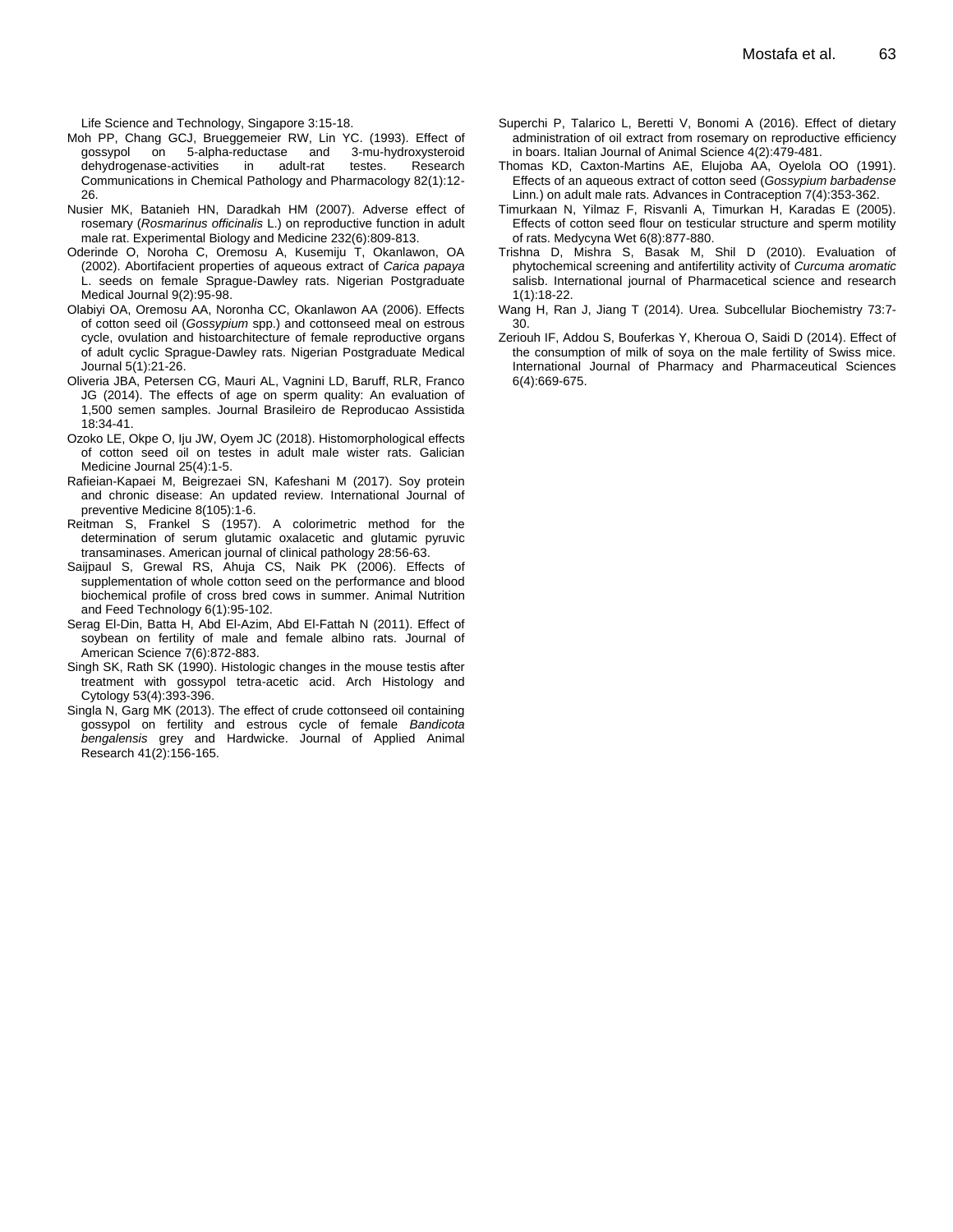Life Science and Technology, Singapore 3:15-18.

Moh PP, Chang GCJ, Brueggemeier RW, Lin YC. (1993). Effect of gossypol on 5-alpha-reductase and 3-mu-hydroxysteroid dehydrogenase-activities in adult-rat testes. Research Communications in Chemical Pathology and Pharmacology 82(1):12-26.

Nusier MK, Batanieh HN, Daradkah HM (2007). Adverse effect of rosemary (*Rosmarinus officinalis* L.) on reproductive function in adult male rat. Experimental Biology and Medicine 232(6):809-813.

Oderinde O, Noroha C, Oremosu A, Kusemiju T, Okanlawon, OA (2002). Abortifacient properties of aqueous extract of *Carica papaya* L. seeds on female Sprague-Dawley rats. Nigerian Postgraduate Medical Journal 9(2):95-98.

Olabiyi OA, Oremosu AA, Noronha CC, Okanlawon AA (2006). Effects of cotton seed oil (*Gossypium* spp.) and cottonseed meal on estrous cycle, ovulation and histoarchitecture of female reproductive organs of adult cyclic Sprague-Dawley rats. Nigerian Postgraduate Medical Journal 5(1):21-26.

Oliveria JBA, Petersen CG, Mauri AL, Vagnini LD, Baruff, RLR, Franco JG (2014). The effects of age on sperm quality: An evaluation of 1,500 semen samples. Journal Brasileiro de Reproducao Assistida 18:34-41.

Ozoko LE, Okpe O, Iju JW, Oyem JC (2018). Histomorphological effects of cotton seed oil on testes in adult male wister rats. Galician Medicine Journal 25(4):1-5.

Rafieian-Kapaei M, Beigrezaei SN, Kafeshani M (2017). Soy protein and chronic disease: An updated review. International Journal of preventive Medicine 8(105):1-6.

Reitman S, Frankel S (1957). A colorimetric method for the determination of serum glutamic oxalacetic and glutamic pyruvic transaminases. American journal of clinical pathology 28:56-63.

Saijpaul S, Grewal RS, Ahuja CS, Naik PK (2006). Effects of supplementation of whole cotton seed on the performance and blood biochemical profile of cross bred cows in summer. Animal Nutrition and Feed Technology 6(1):95-102.

Serag El-Din, Batta H, Abd El-Azim, Abd El-Fattah N (2011). Effect of soybean on fertility of male and female albino rats. Journal of American Science 7(6):872-883.

Singh SK, Rath SK (1990). Histologic changes in the mouse testis after treatment with gossypol tetra-acetic acid. Arch Histology and Cytology 53(4):393-396.

Singla N, Garg MK (2013). The effect of crude cottonseed oil containing gossypol on fertility and estrous cycle of female *Bandicota bengalensis* grey and Hardwicke. Journal of Applied Animal Research 41(2):156-165.

Superchi P, Talarico L, Beretti V, Bonomi A (2016). Effect of dietary administration of oil extract from rosemary on reproductive efficiency in boars. Italian Journal of Animal Science 4(2):479-481.

Thomas KD, Caxton-Martins AE, Elujoba AA, Oyelola OO (1991). Effects of an aqueous extract of cotton seed (*Gossypium barbadense* Linn.) on adult male rats. Advances in Contraception 7(4):353-362.

Timurkaan N, Yilmaz F, Risvanli A, Timurkan H, Karadas E (2005). Effects of cotton seed flour on testicular structure and sperm motility of rats. Medycyna Wet 6(8):877-880.

Trishna D, Mishra S, Basak M, Shil D (2010). Evaluation of phytochemical screening and antifertility activity of *Curcuma aromatic* salisb. International journal of Pharmacetical science and research 1(1):18-22.

Wang H, Ran J, Jiang T (2014). Urea. Subcellular Biochemistry 73:7-30.

Zeriouh IF, Addou S, Bouferkas Y, Kheroua O, Saidi D (2014). Effect of the consumption of milk of soya on the male fertility of Swiss mice. International Journal of Pharmacy and Pharmaceutical Sciences 6(4):669-675.